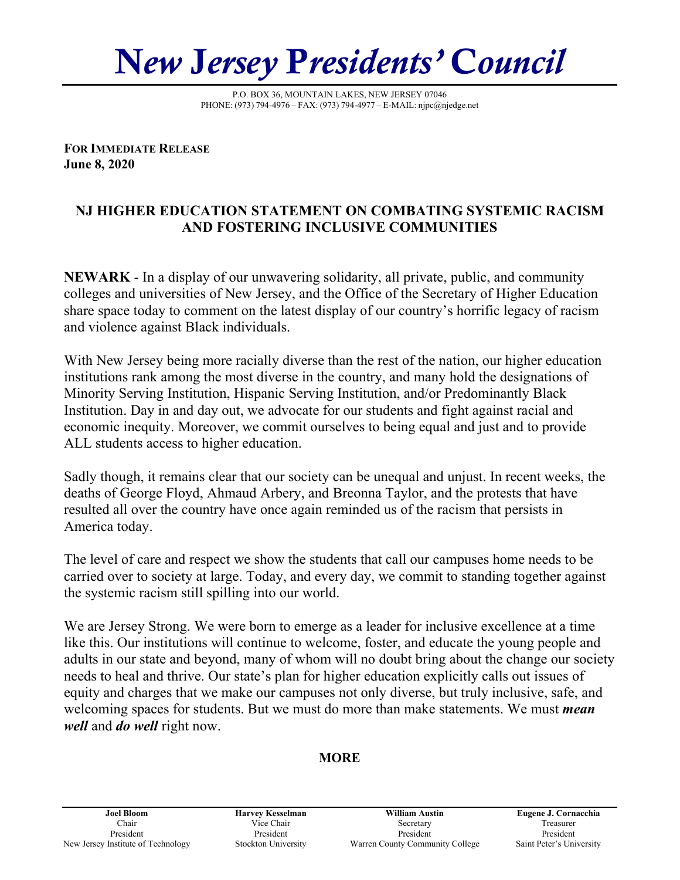# New Jersey Presidents' Council

P.O. BOX 36, MOUNTAIN LAKES, NEW JERSEY 07046
PHONE: (973) 794-4976 – FAX: (973) 794-4977 – E-MAIL: njpc@njedge.net

**FOR IMMEDIATE RELEASE**
**June 8, 2020**

## NJ HIGHER EDUCATION STATEMENT ON COMBATING SYSTEMIC RACISM AND FOSTERING INCLUSIVE COMMUNITIES

**NEWARK** - In a display of our unwavering solidarity, all private, public, and community colleges and universities of New Jersey, and the Office of the Secretary of Higher Education share space today to comment on the latest display of our country's horrific legacy of racism and violence against Black individuals.

With New Jersey being more racially diverse than the rest of the nation, our higher education institutions rank among the most diverse in the country, and many hold the designations of Minority Serving Institution, Hispanic Serving Institution, and/or Predominantly Black Institution. Day in and day out, we advocate for our students and fight against racial and economic inequity. Moreover, we commit ourselves to being equal and just and to provide ALL students access to higher education.

Sadly though, it remains clear that our society can be unequal and unjust. In recent weeks, the deaths of George Floyd, Ahmaud Arbery, and Breonna Taylor, and the protests that have resulted all over the country have once again reminded us of the racism that persists in America today.

The level of care and respect we show the students that call our campuses home needs to be carried over to society at large. Today, and every day, we commit to standing together against the systemic racism still spilling into our world.

We are Jersey Strong. We were born to emerge as a leader for inclusive excellence at a time like this. Our institutions will continue to welcome, foster, and educate the young people and adults in our state and beyond, many of whom will no doubt bring about the change our society needs to heal and thrive. Our state's plan for higher education explicitly calls out issues of equity and charges that we make our campuses not only diverse, but truly inclusive, safe, and welcoming spaces for students. But we must do more than make statements. We must ***mean well*** and ***do well*** right now.

**MORE**

| **Joel Bloom** | **Harvey Kesselman** | **William Austin** | **Eugene J. Cornacchia** |
|---|---|---|---|
| Chair | Vice Chair | Secretary | Treasurer |
| President | President | President | President |
| New Jersey Institute of Technology | Stockton University | Warren County Community College | Saint Peter's University |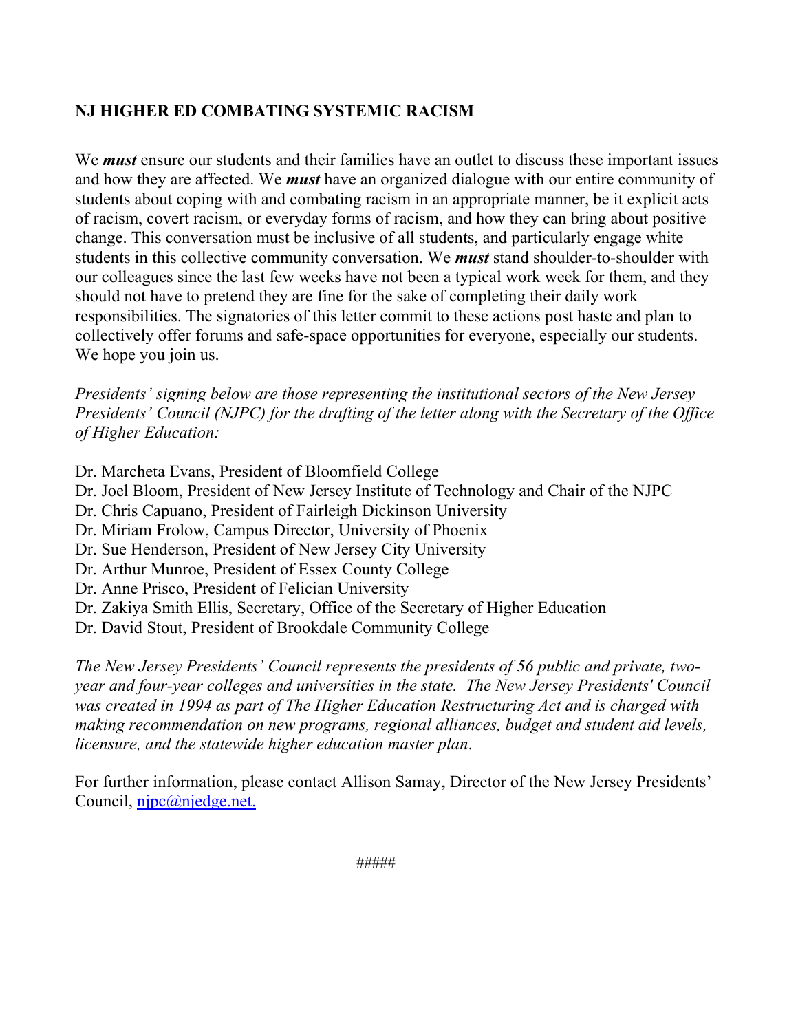**NJ HIGHER ED COMBATING SYSTEMIC RACISM**

We ***must*** ensure our students and their families have an outlet to discuss these important issues and how they are affected. We ***must*** have an organized dialogue with our entire community of students about coping with and combating racism in an appropriate manner, be it explicit acts of racism, covert racism, or everyday forms of racism, and how they can bring about positive change. This conversation must be inclusive of all students, and particularly engage white students in this collective community conversation. We ***must*** stand shoulder-to-shoulder with our colleagues since the last few weeks have not been a typical work week for them, and they should not have to pretend they are fine for the sake of completing their daily work responsibilities. The signatories of this letter commit to these actions post haste and plan to collectively offer forums and safe-space opportunities for everyone, especially our students. We hope you join us.

*Presidents' signing below are those representing the institutional sectors of the New Jersey Presidents' Council (NJPC) for the drafting of the letter along with the Secretary of the Office of Higher Education:*

Dr. Marcheta Evans, President of Bloomfield College
Dr. Joel Bloom, President of New Jersey Institute of Technology and Chair of the NJPC
Dr. Chris Capuano, President of Fairleigh Dickinson University
Dr. Miriam Frolow, Campus Director, University of Phoenix
Dr. Sue Henderson, President of New Jersey City University
Dr. Arthur Munroe, President of Essex County College
Dr. Anne Prisco, President of Felician University
Dr. Zakiya Smith Ellis, Secretary, Office of the Secretary of Higher Education
Dr. David Stout, President of Brookdale Community College

*The New Jersey Presidents' Council represents the presidents of 56 public and private, two-year and four-year colleges and universities in the state. The New Jersey Presidents' Council was created in 1994 as part of The Higher Education Restructuring Act and is charged with making recommendation on new programs, regional alliances, budget and student aid levels, licensure, and the statewide higher education master plan*.

For further information, please contact Allison Samay, Director of the New Jersey Presidents' Council, njpc@njedge.net.

#####